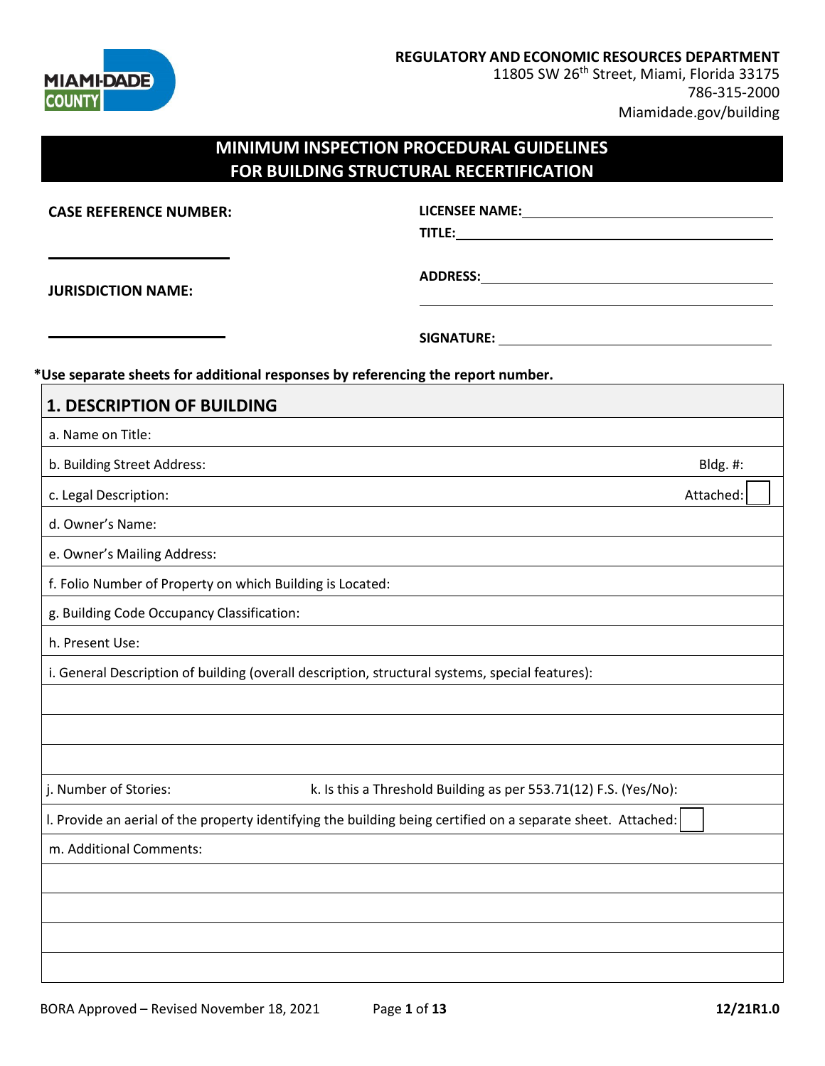**REGULATORY AND ECONOMIC RESOURCES DEPARTMENT**
11805 SW 26th Street, Miami, Florida 33175
786-315-2000
Miamidade.gov/building

# MINIMUM INSPECTION PROCEDURAL GUIDELINES FOR BUILDING STRUCTURAL RECERTIFICATION

**CASE REFERENCE NUMBER:** \_\_\_\_\_\_\_\_\_\_\_\_\_\_\_\_\_\_\_\_

**JURISDICTION NAME:** \_\_\_\_\_\_\_\_\_\_\_\_\_\_\_\_\_\_\_\_

**LICENSEE NAME:** \_\_\_\_\_\_\_\_\_\_\_\_\_\_\_\_\_\_\_\_

**TITLE:** \_\_\_\_\_\_\_\_\_\_\_\_\_\_\_\_\_\_\_\_

**ADDRESS:** \_\_\_\_\_\_\_\_\_\_\_\_\_\_\_\_\_\_\_\_

**SIGNATURE:** \_\_\_\_\_\_\_\_\_\_\_\_\_\_\_\_\_\_\_\_

**\*Use separate sheets for additional responses by referencing the report number.**

| 1. DESCRIPTION OF BUILDING | |
|---|---|
| a. Name on Title: | |
| b. Building Street Address: | Bldg. #: |
| c. Legal Description: | Attached: ☐ |
| d. Owner's Name: | |
| e. Owner's Mailing Address: | |
| f. Folio Number of Property on which Building is Located: | |
| g. Building Code Occupancy Classification: | |
| h. Present Use: | |
| i. General Description of building (overall description, structural systems, special features): | |
| | |
| | |
| | |
| j. Number of Stories: | k. Is this a Threshold Building as per 553.71(12) F.S. (Yes/No): |
| l. Provide an aerial of the property identifying the building being certified on a separate sheet. Attached: ☐ | |
| m. Additional Comments: | |
| | |
| | |
| | |
| | |

BORA Approved – Revised November 18, 2021 12/21R1.0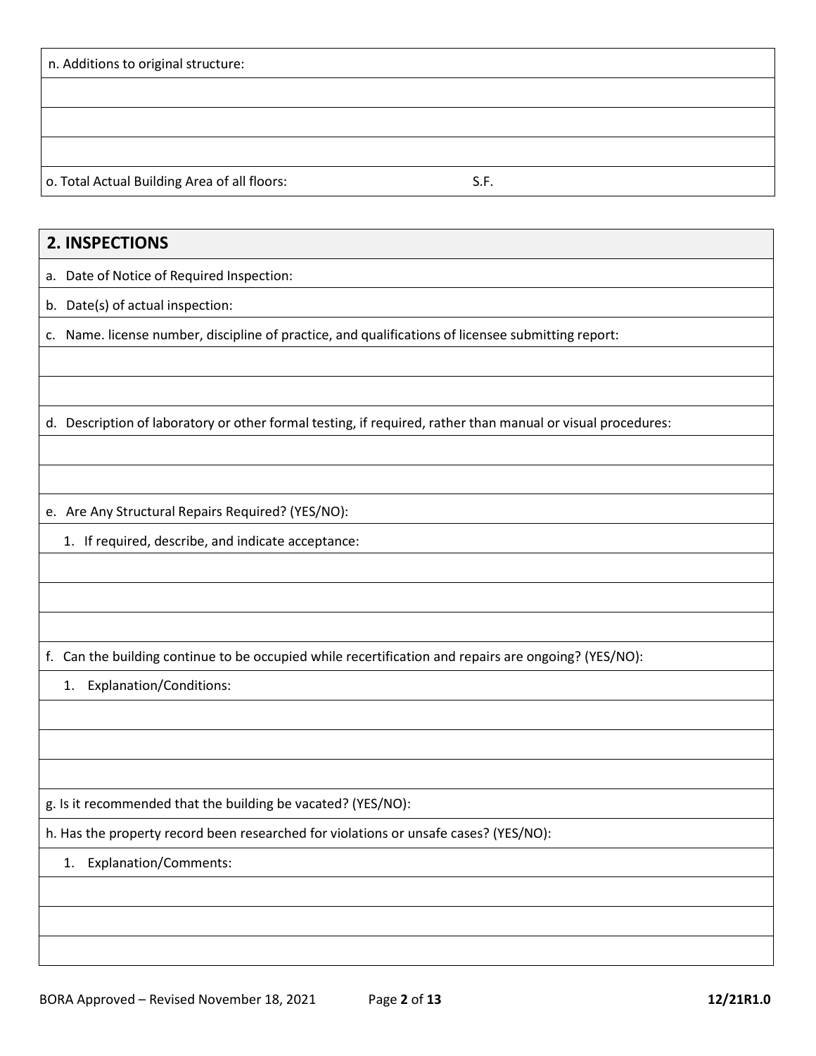n. Additions to original structure:

o. Total Actual Building Area of all floors: S.F.

## 2. INSPECTIONS

a. Date of Notice of Required Inspection:

b. Date(s) of actual inspection:

c. Name. license number, discipline of practice, and qualifications of licensee submitting report:

d. Description of laboratory or other formal testing, if required, rather than manual or visual procedures:

e. Are Any Structural Repairs Required? (YES/NO):

1. If required, describe, and indicate acceptance:

f. Can the building continue to be occupied while recertification and repairs are ongoing? (YES/NO):

1. Explanation/Conditions:

g. Is it recommended that the building be vacated? (YES/NO):

h. Has the property record been researched for violations or unsafe cases? (YES/NO):

1. Explanation/Comments: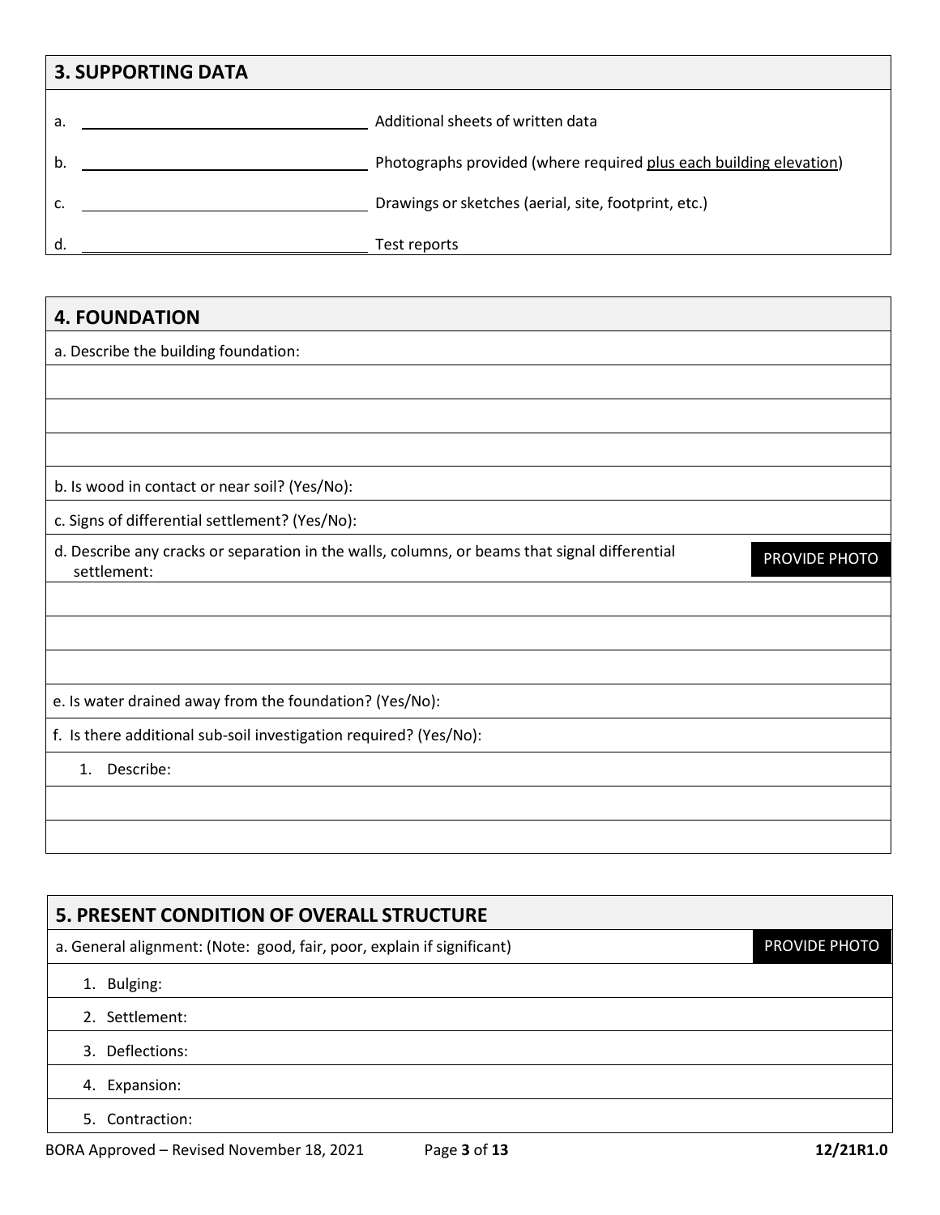## 3. SUPPORTING DATA

a. \_\_\_\_\_\_\_\_\_\_\_\_\_\_\_\_\_\_\_\_\_\_\_\_\_\_\_\_\_\_ Additional sheets of written data

b. \_\_\_\_\_\_\_\_\_\_\_\_\_\_\_\_\_\_\_\_\_\_\_\_\_\_\_\_\_\_ Photographs provided (where required plus each building elevation)

c. \_\_\_\_\_\_\_\_\_\_\_\_\_\_\_\_\_\_\_\_\_\_\_\_\_\_\_\_\_\_ Drawings or sketches (aerial, site, footprint, etc.)

d. \_\_\_\_\_\_\_\_\_\_\_\_\_\_\_\_\_\_\_\_\_\_\_\_\_\_\_\_\_\_ Test reports

## 4. FOUNDATION

a. Describe the building foundation:

b. Is wood in contact or near soil? (Yes/No):

c. Signs of differential settlement? (Yes/No):

d. Describe any cracks or separation in the walls, columns, or beams that signal differential settlement: **PROVIDE PHOTO**

e. Is water drained away from the foundation? (Yes/No):

f. Is there additional sub-soil investigation required? (Yes/No):

1. Describe:

## 5. PRESENT CONDITION OF OVERALL STRUCTURE

a. General alignment: (Note: good, fair, poor, explain if significant) **PROVIDE PHOTO**

1. Bulging:
2. Settlement:
3. Deflections:
4. Expansion:
5. Contraction: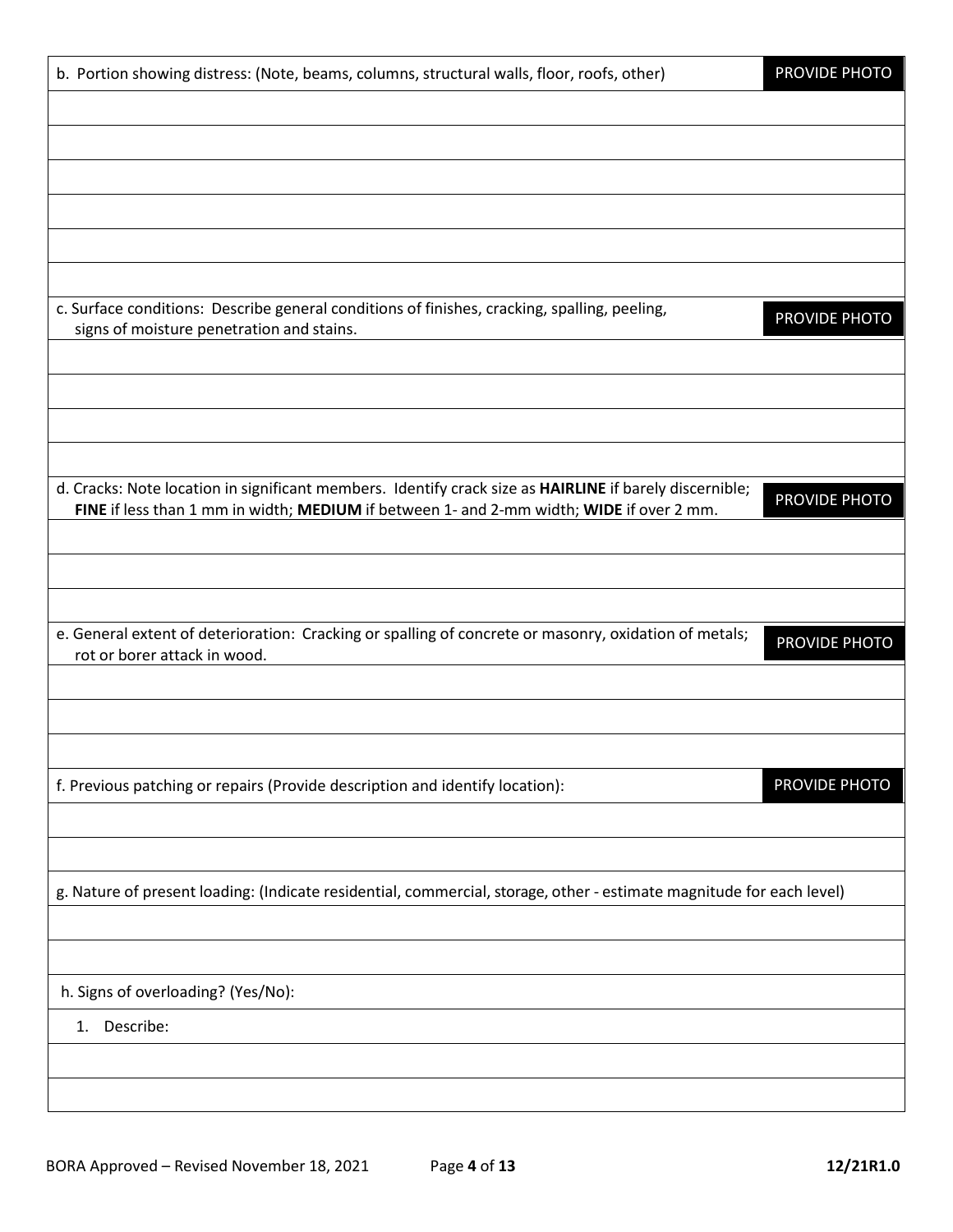b. Portion showing distress: (Note, beams, columns, structural walls, floor, roofs, other) **PROVIDE PHOTO**

c. Surface conditions: Describe general conditions of finishes, cracking, spalling, peeling, signs of moisture penetration and stains. **PROVIDE PHOTO**

d. Cracks: Note location in significant members. Identify crack size as **HAIRLINE** if barely discernible; **FINE** if less than 1 mm in width; **MEDIUM** if between 1- and 2-mm width; **WIDE** if over 2 mm. **PROVIDE PHOTO**

e. General extent of deterioration: Cracking or spalling of concrete or masonry, oxidation of metals; rot or borer attack in wood. **PROVIDE PHOTO**

f. Previous patching or repairs (Provide description and identify location): **PROVIDE PHOTO**

g. Nature of present loading: (Indicate residential, commercial, storage, other - estimate magnitude for each level)

h. Signs of overloading? (Yes/No):

1. Describe: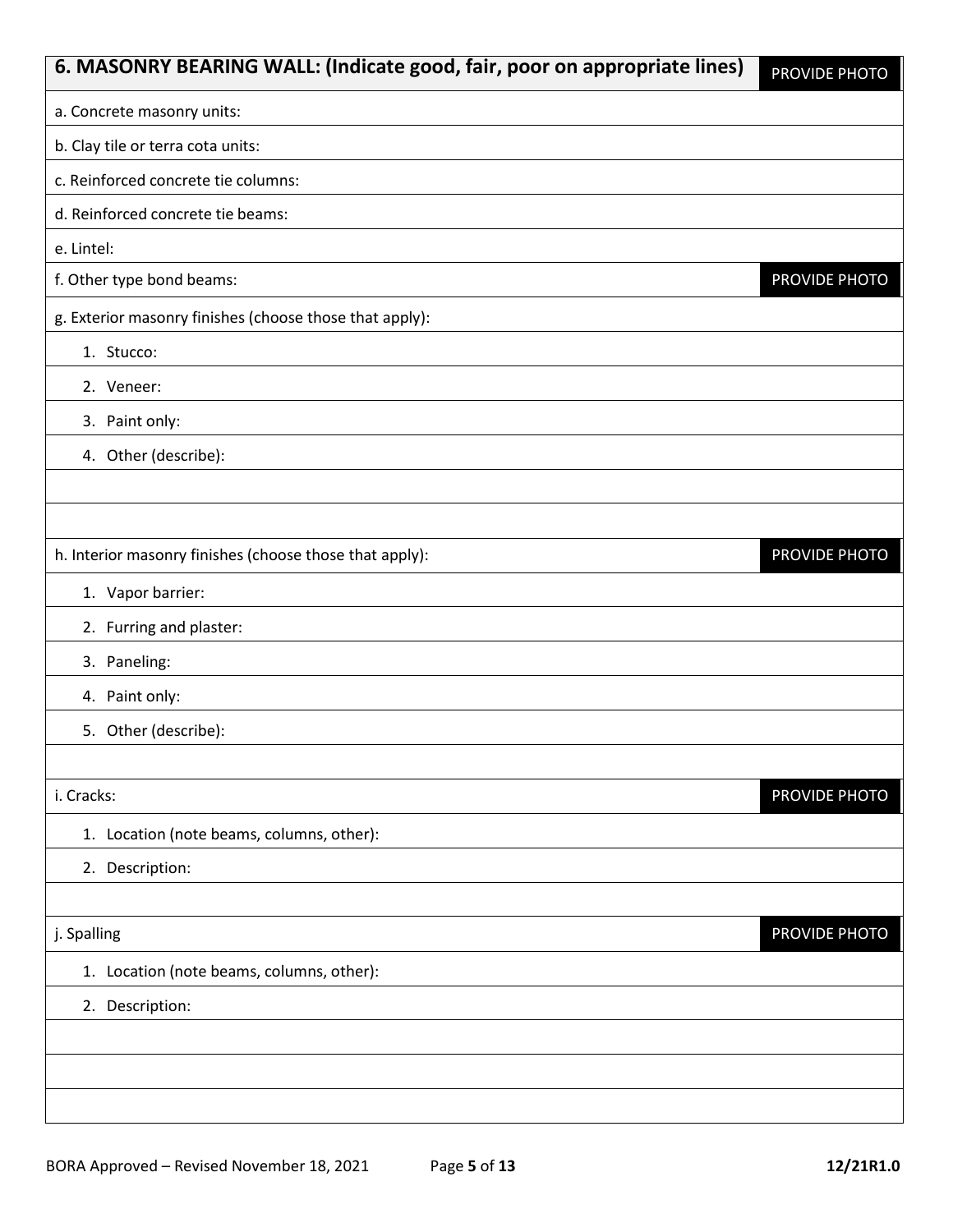## 6. MASONRY BEARING WALL: (Indicate good, fair, poor on appropriate lines)

PROVIDE PHOTO

a. Concrete masonry units:

b. Clay tile or terra cota units:

c. Reinforced concrete tie columns:

d. Reinforced concrete tie beams:

e. Lintel:

f. Other type bond beams: PROVIDE PHOTO

g. Exterior masonry finishes (choose those that apply):

1. Stucco:
2. Veneer:
3. Paint only:
4. Other (describe):

h. Interior masonry finishes (choose those that apply): PROVIDE PHOTO

1. Vapor barrier:
2. Furring and plaster:
3. Paneling:
4. Paint only:
5. Other (describe):

i. Cracks: PROVIDE PHOTO

1. Location (note beams, columns, other):
2. Description:

j. Spalling PROVIDE PHOTO

1. Location (note beams, columns, other):
2. Description: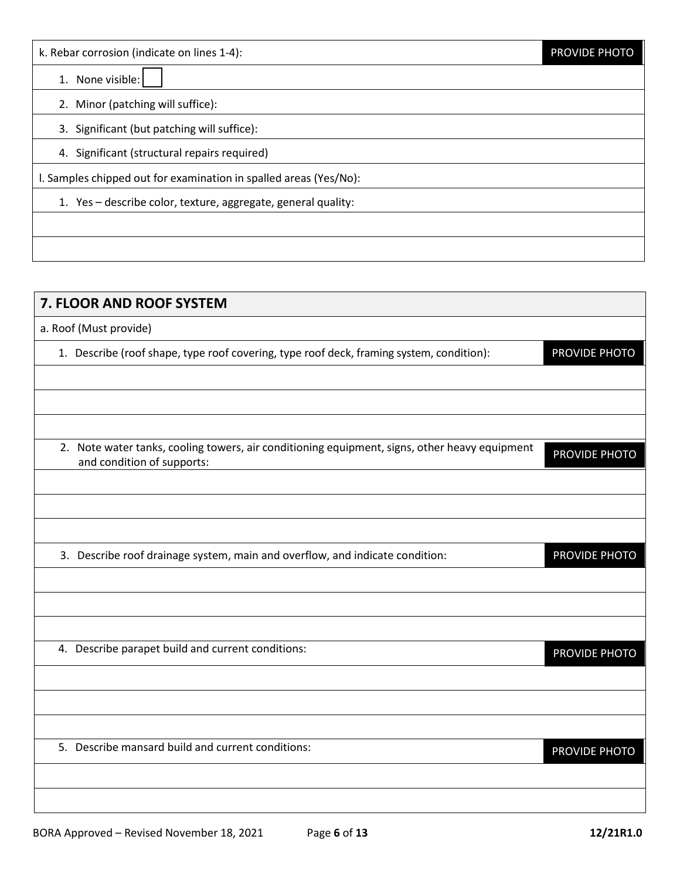| k. Rebar corrosion (indicate on lines 1-4): | PROVIDE PHOTO |
|---|---|
| 1. None visible: ☐ | |
| 2. Minor (patching will suffice): | |
| 3. Significant (but patching will suffice): | |
| 4. Significant (structural repairs required) | |
| l. Samples chipped out for examination in spalled areas (Yes/No): | |
| 1. Yes – describe color, texture, aggregate, general quality: | |
| | |
| | |

## 7. FLOOR AND ROOF SYSTEM

| a. Roof (Must provide) | |
|---|---|
| 1. Describe (roof shape, type roof covering, type roof deck, framing system, condition): | PROVIDE PHOTO |
| | |
| | |
| | |
| 2. Note water tanks, cooling towers, air conditioning equipment, signs, other heavy equipment and condition of supports: | PROVIDE PHOTO |
| | |
| | |
| | |
| 3. Describe roof drainage system, main and overflow, and indicate condition: | PROVIDE PHOTO |
| | |
| | |
| | |
| 4. Describe parapet build and current conditions: | PROVIDE PHOTO |
| | |
| | |
| | |
| 5. Describe mansard build and current conditions: | PROVIDE PHOTO |
| | |
| | |

BORA Approved – Revised November 18, 2021 12/21R1.0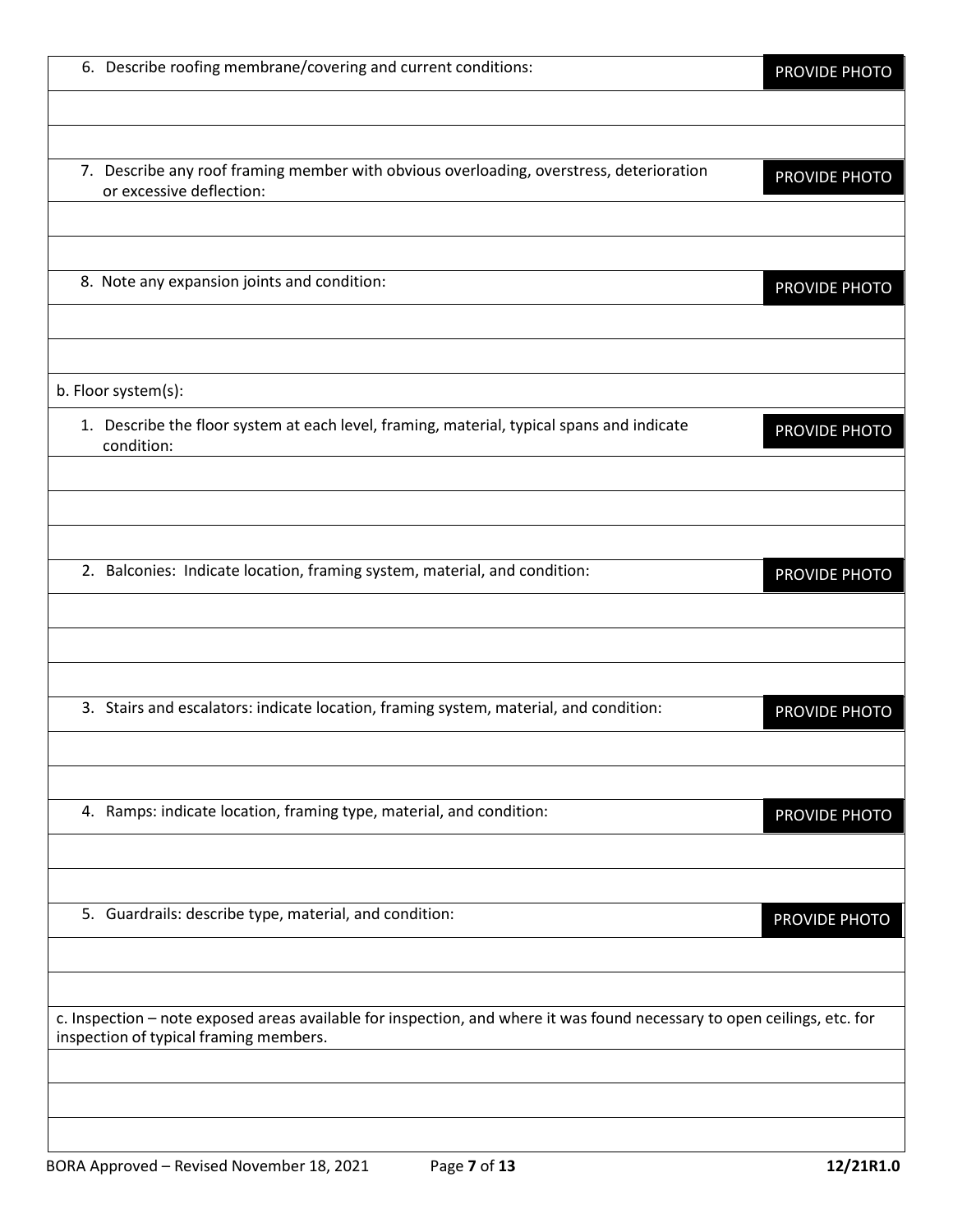6. Describe roofing membrane/covering and current conditions: PROVIDE PHOTO

7. Describe any roof framing member with obvious overloading, overstress, deterioration or excessive deflection: PROVIDE PHOTO

8. Note any expansion joints and condition: PROVIDE PHOTO

b. Floor system(s):

1. Describe the floor system at each level, framing, material, typical spans and indicate condition: PROVIDE PHOTO

2. Balconies: Indicate location, framing system, material, and condition: PROVIDE PHOTO

3. Stairs and escalators: indicate location, framing system, material, and condition: PROVIDE PHOTO

4. Ramps: indicate location, framing type, material, and condition: PROVIDE PHOTO

5. Guardrails: describe type, material, and condition: PROVIDE PHOTO

c. Inspection – note exposed areas available for inspection, and where it was found necessary to open ceilings, etc. for inspection of typical framing members.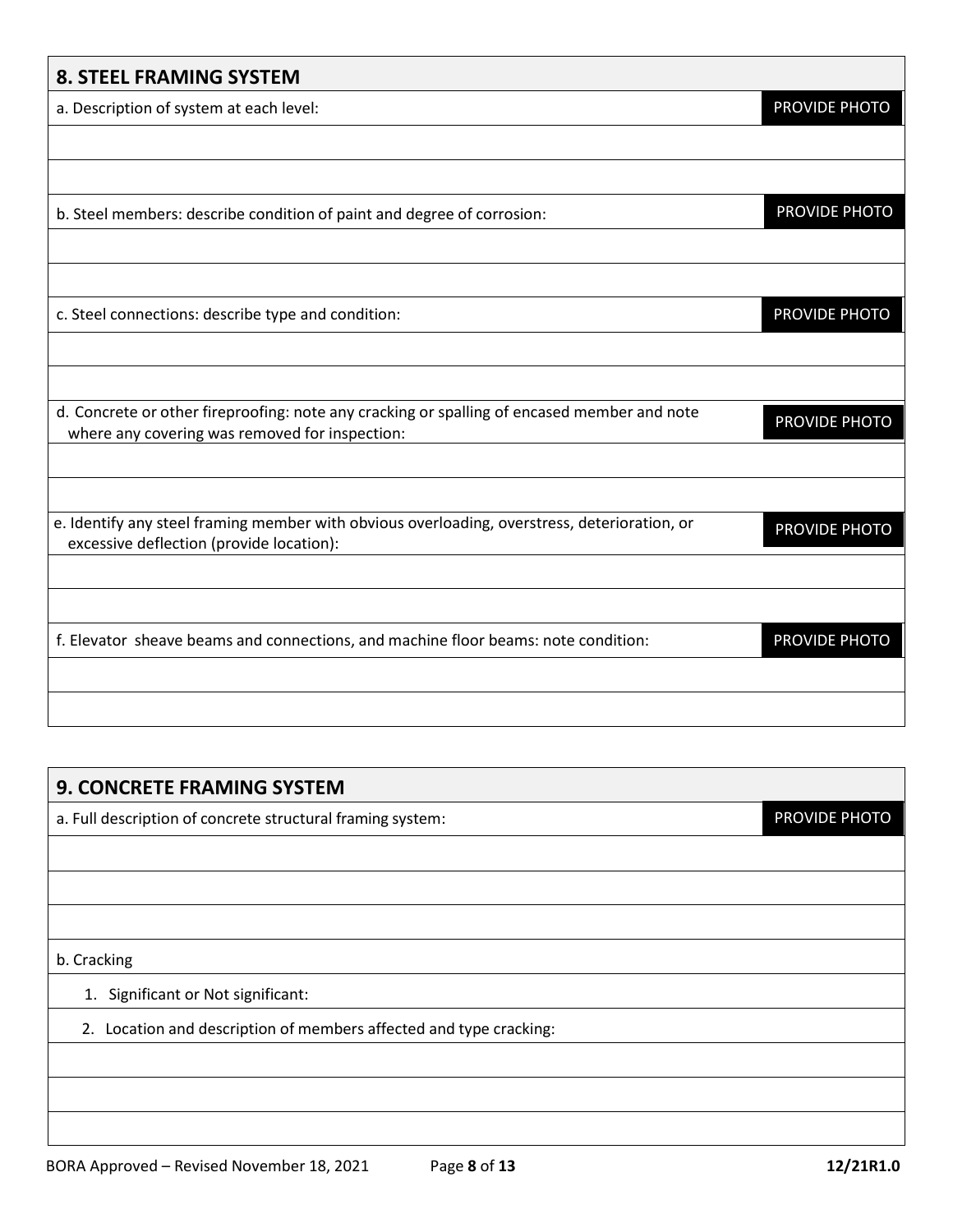## 8. STEEL FRAMING SYSTEM

a. Description of system at each level: PROVIDE PHOTO

b. Steel members: describe condition of paint and degree of corrosion: PROVIDE PHOTO

c. Steel connections: describe type and condition: PROVIDE PHOTO

d. Concrete or other fireproofing: note any cracking or spalling of encased member and note where any covering was removed for inspection: PROVIDE PHOTO

e. Identify any steel framing member with obvious overloading, overstress, deterioration, or excessive deflection (provide location): PROVIDE PHOTO

f. Elevator sheave beams and connections, and machine floor beams: note condition: PROVIDE PHOTO

## 9. CONCRETE FRAMING SYSTEM

a. Full description of concrete structural framing system: PROVIDE PHOTO

b. Cracking

1. Significant or Not significant:
2. Location and description of members affected and type cracking: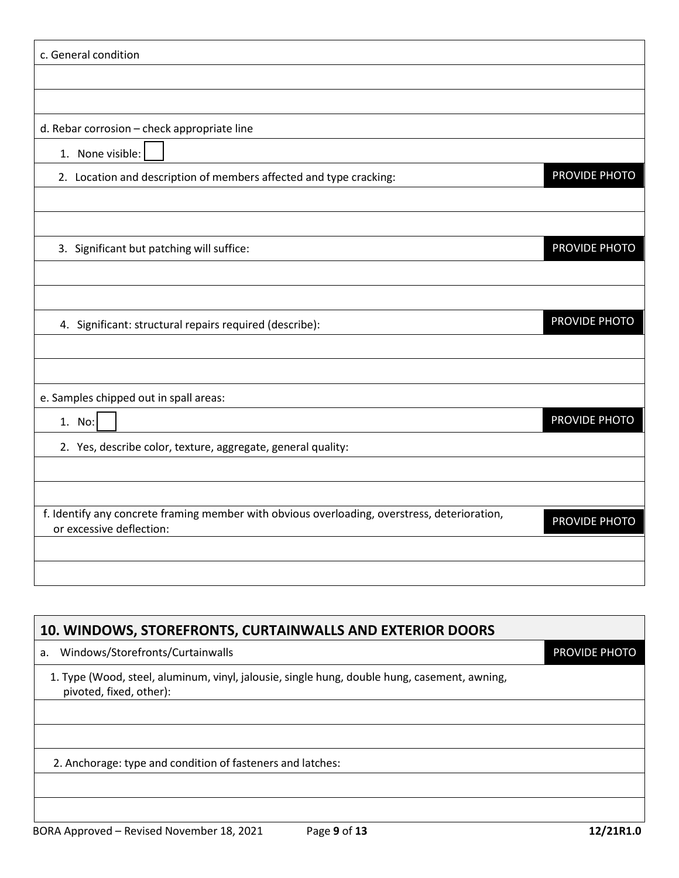c. General condition

d. Rebar corrosion – check appropriate line

1. None visible: ☐

2. Location and description of members affected and type cracking: PROVIDE PHOTO

3. Significant but patching will suffice: PROVIDE PHOTO

4. Significant: structural repairs required (describe): PROVIDE PHOTO

e. Samples chipped out in spall areas:

1. No: ☐ PROVIDE PHOTO

2. Yes, describe color, texture, aggregate, general quality:

f. Identify any concrete framing member with obvious overloading, overstress, deterioration, or excessive deflection: PROVIDE PHOTO

## 10. WINDOWS, STOREFRONTS, CURTAINWALLS AND EXTERIOR DOORS

a. Windows/Storefronts/Curtainwalls PROVIDE PHOTO

1. Type (Wood, steel, aluminum, vinyl, jalousie, single hung, double hung, casement, awning, pivoted, fixed, other):

2. Anchorage: type and condition of fasteners and latches: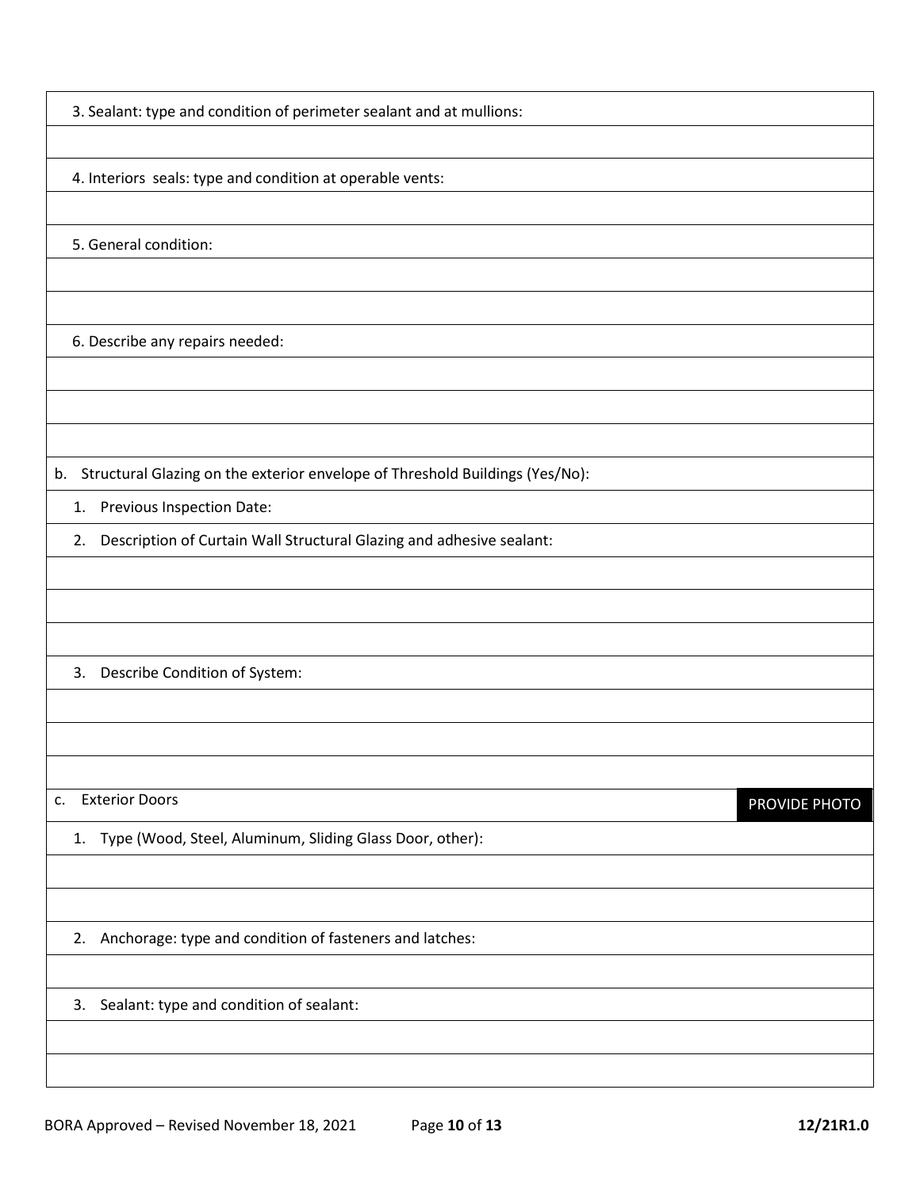3. Sealant: type and condition of perimeter sealant and at mullions:

4. Interiors seals: type and condition at operable vents:

5. General condition:

6. Describe any repairs needed:

b. Structural Glazing on the exterior envelope of Threshold Buildings (Yes/No):

1. Previous Inspection Date:
2. Description of Curtain Wall Structural Glazing and adhesive sealant:

3. Describe Condition of System:

c. Exterior Doors — PROVIDE PHOTO

1. Type (Wood, Steel, Aluminum, Sliding Glass Door, other):

2. Anchorage: type and condition of fasteners and latches:

3. Sealant: type and condition of sealant:

BORA Approved – Revised November 18, 2021 12/21R1.0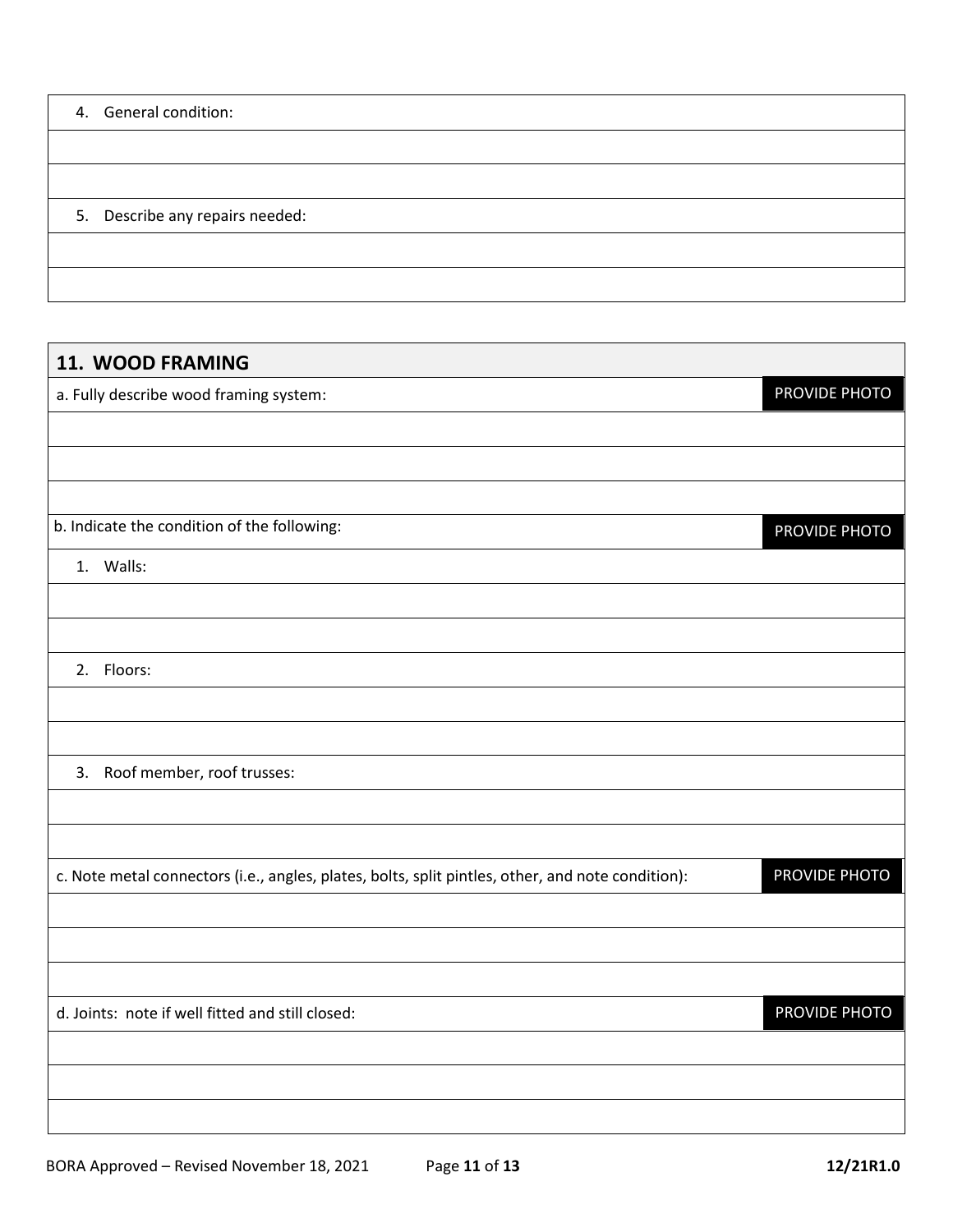4. General condition:

5. Describe any repairs needed:

## 11. WOOD FRAMING

a. Fully describe wood framing system: PROVIDE PHOTO

b. Indicate the condition of the following: PROVIDE PHOTO

1. Walls:

2. Floors:

3. Roof member, roof trusses:

c. Note metal connectors (i.e., angles, plates, bolts, split pintles, other, and note condition): PROVIDE PHOTO

d. Joints: note if well fitted and still closed: PROVIDE PHOTO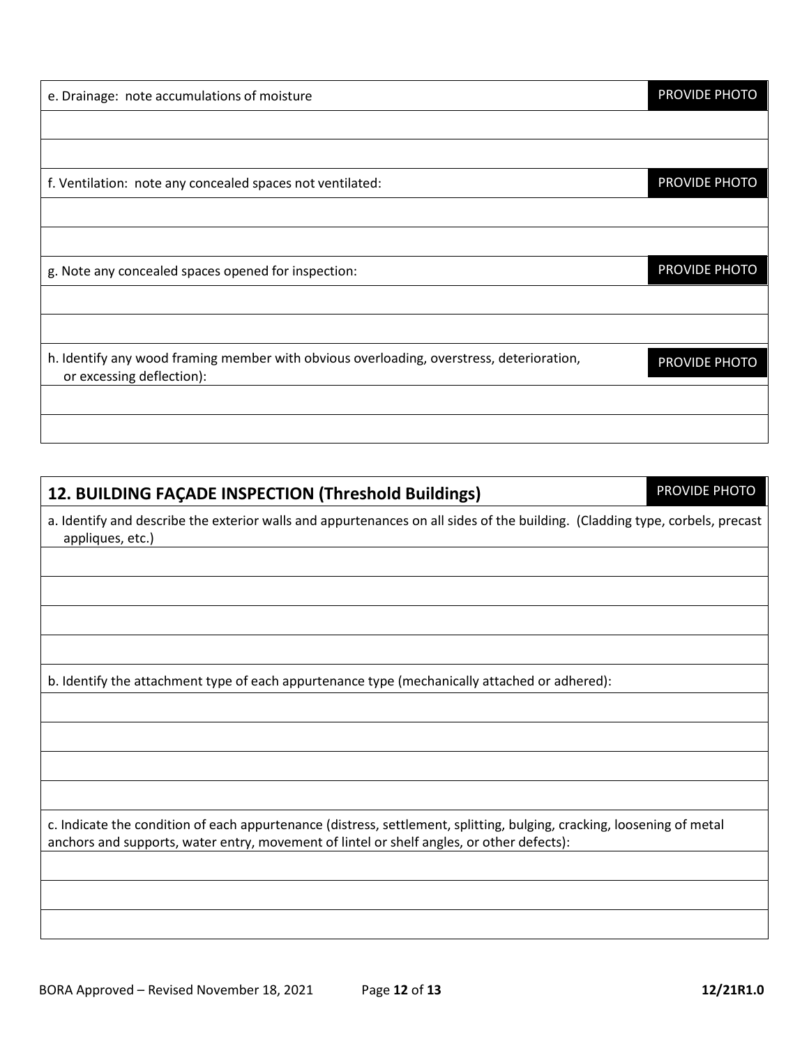e. Drainage: note accumulations of moisture — PROVIDE PHOTO

f. Ventilation: note any concealed spaces not ventilated: — PROVIDE PHOTO

g. Note any concealed spaces opened for inspection: — PROVIDE PHOTO

h. Identify any wood framing member with obvious overloading, overstress, deterioration, or excessing deflection): — PROVIDE PHOTO

## 12. BUILDING FAÇADE INSPECTION (Threshold Buildings)

PROVIDE PHOTO

a. Identify and describe the exterior walls and appurtenances on all sides of the building. (Cladding type, corbels, precast appliques, etc.)

b. Identify the attachment type of each appurtenance type (mechanically attached or adhered):

c. Indicate the condition of each appurtenance (distress, settlement, splitting, bulging, cracking, loosening of metal anchors and supports, water entry, movement of lintel or shelf angles, or other defects):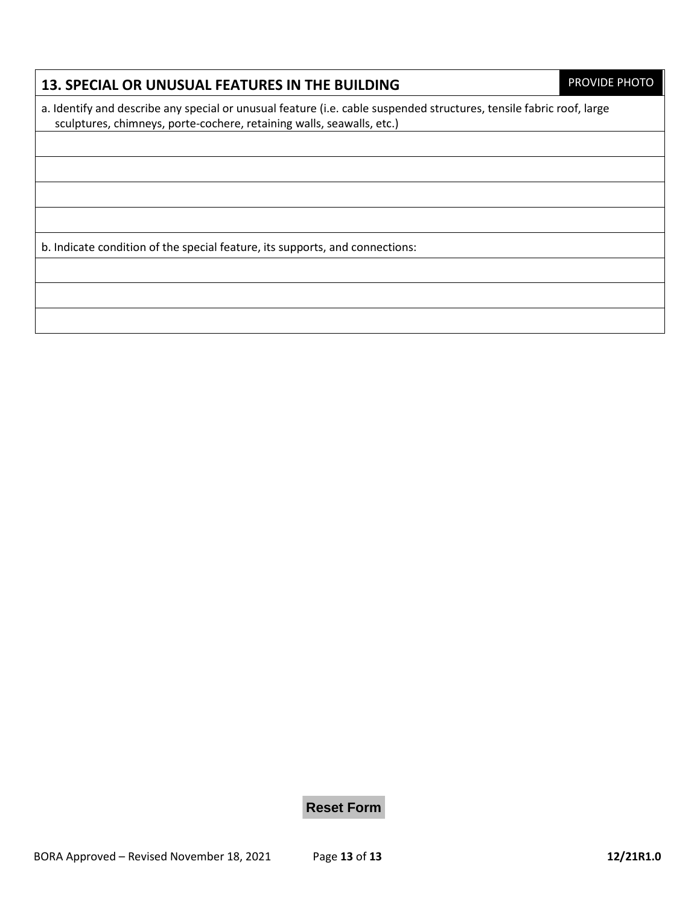## 13. SPECIAL OR UNUSUAL FEATURES IN THE BUILDING

PROVIDE PHOTO

a. Identify and describe any special or unusual feature (i.e. cable suspended structures, tensile fabric roof, large sculptures, chimneys, porte-cochere, retaining walls, seawalls, etc.)

b. Indicate condition of the special feature, its supports, and connections:

Reset Form

BORA Approved – Revised November 18, 2021

12/21R1.0